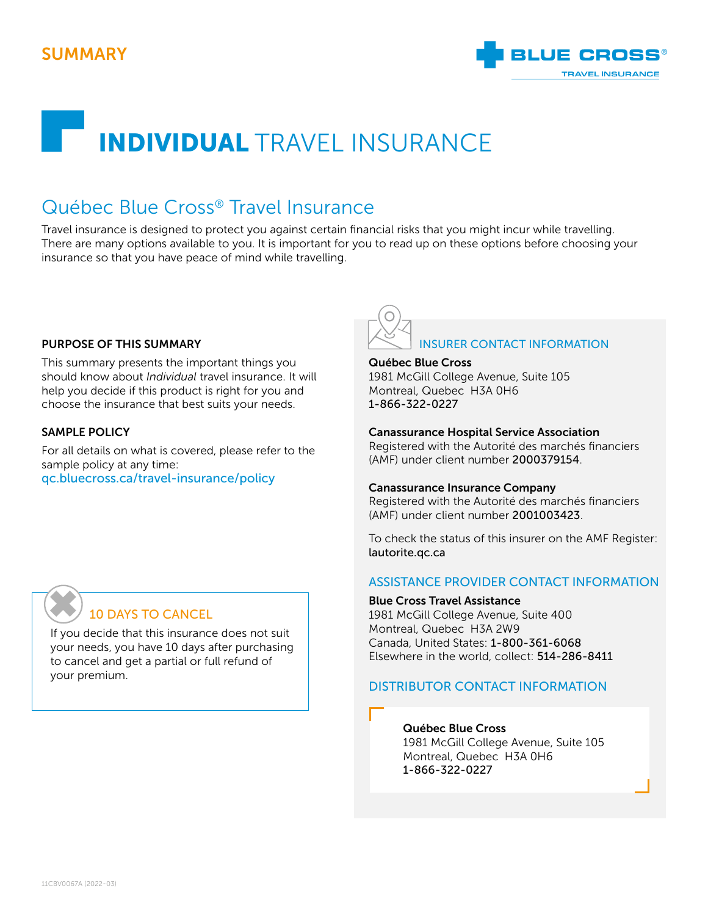SUMMARY

BLUE CROSS®
TRAVEL INSURANCE

# **INDIVIDUAL** TRAVEL INSURANCE

## Québec Blue Cross® Travel Insurance

Travel insurance is designed to protect you against certain financial risks that you might incur while travelling. There are many options available to you. It is important for you to read up on these options before choosing your insurance so that you have peace of mind while travelling.

### PURPOSE OF THIS SUMMARY

This summary presents the important things you should know about *Individual* travel insurance. It will help you decide if this product is right for you and choose the insurance that best suits your needs.

### SAMPLE POLICY

For all details on what is covered, please refer to the sample policy at any time:
qc.bluecross.ca/travel-insurance/policy

### 10 DAYS TO CANCEL

If you decide that this insurance does not suit your needs, you have 10 days after purchasing to cancel and get a partial or full refund of your premium.

### INSURER CONTACT INFORMATION

**Québec Blue Cross**
1981 McGill College Avenue, Suite 105
Montreal, Quebec H3A 0H6
1-866-322-0227

**Canassurance Hospital Service Association**
Registered with the Autorité des marchés financiers (AMF) under client number 2000379154.

**Canassurance Insurance Company**
Registered with the Autorité des marchés financiers (AMF) under client number 2001003423.

To check the status of this insurer on the AMF Register:
lautorite.qc.ca

### ASSISTANCE PROVIDER CONTACT INFORMATION

**Blue Cross Travel Assistance**
1981 McGill College Avenue, Suite 400
Montreal, Quebec H3A 2W9
Canada, United States: 1-800-361-6068
Elsewhere in the world, collect: 514-286-8411

### DISTRIBUTOR CONTACT INFORMATION

**Québec Blue Cross**
1981 McGill College Avenue, Suite 105
Montreal, Quebec H3A 0H6
1-866-322-0227

11CBV0067A (2022-03)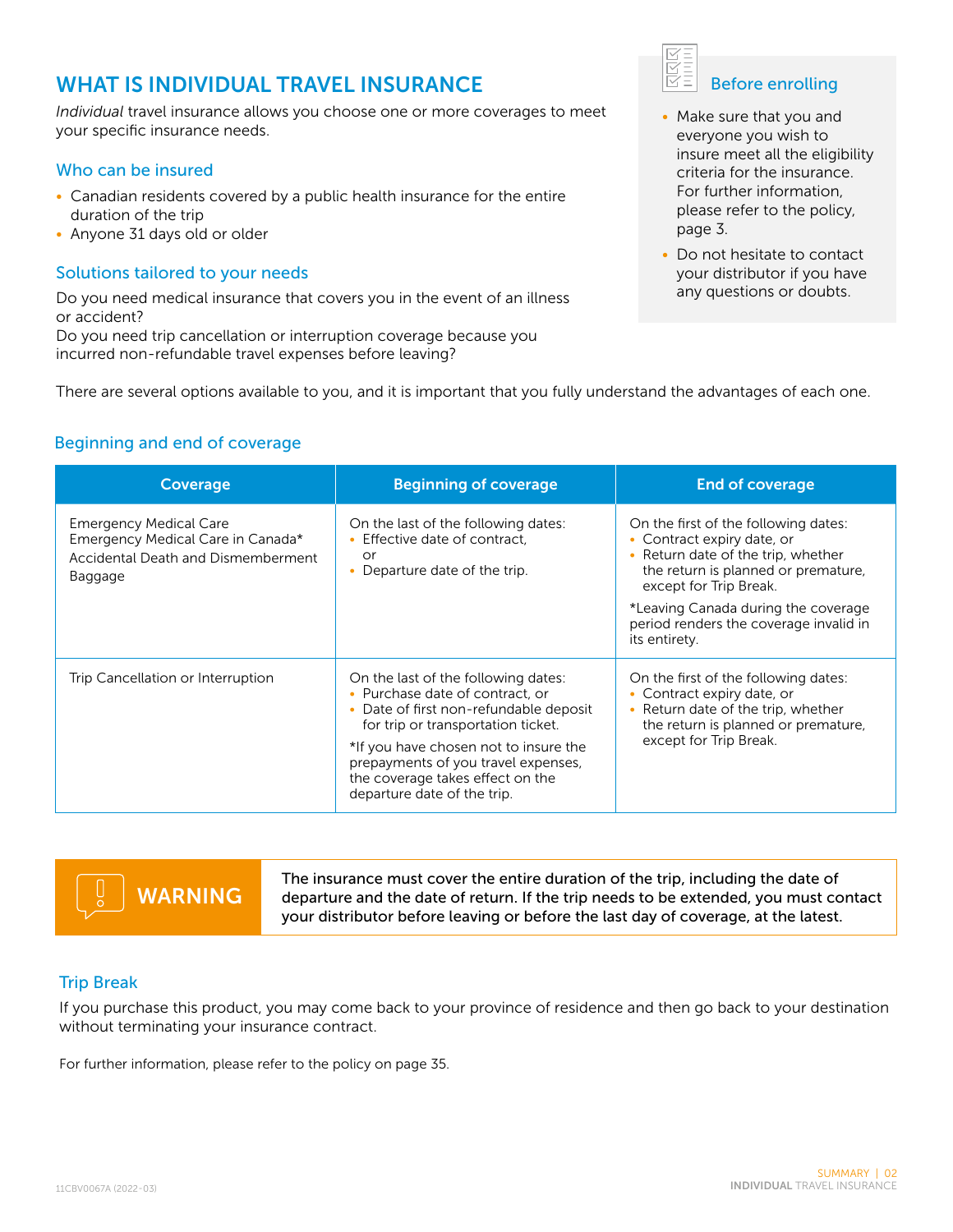# WHAT IS INDIVIDUAL TRAVEL INSURANCE

*Individual* travel insurance allows you choose one or more coverages to meet your specific insurance needs.

## Who can be insured

- Canadian residents covered by a public health insurance for the entire duration of the trip
- Anyone 31 days old or older

## Solutions tailored to your needs

Do you need medical insurance that covers you in the event of an illness or accident?
Do you need trip cancellation or interruption coverage because you incurred non-refundable travel expenses before leaving?

### Before enrolling

- Make sure that you and everyone you wish to insure meet all the eligibility criteria for the insurance. For further information, please refer to the policy, page 3.
- Do not hesitate to contact your distributor if you have any questions or doubts.

There are several options available to you, and it is important that you fully understand the advantages of each one.

## Beginning and end of coverage

| Coverage | Beginning of coverage | End of coverage |
| --- | --- | --- |
| Emergency Medical Care<br>Emergency Medical Care in Canada*<br>Accidental Death and Dismemberment<br>Baggage | On the last of the following dates:<br>• Effective date of contract,<br>or<br>• Departure date of the trip. | On the first of the following dates:<br>• Contract expiry date, or<br>• Return date of the trip, whether the return is planned or premature, except for Trip Break.<br>*Leaving Canada during the coverage period renders the coverage invalid in its entirety. |
| Trip Cancellation or Interruption | On the last of the following dates:<br>• Purchase date of contract, or<br>• Date of first non-refundable deposit for trip or transportation ticket.<br>*If you have chosen not to insure the prepayments of you travel expenses, the coverage takes effect on the departure date of the trip. | On the first of the following dates:<br>• Contract expiry date, or<br>• Return date of the trip, whether the return is planned or premature, except for Trip Break. |

**WARNING**

**The insurance must cover the entire duration of the trip, including the date of departure and the date of return. If the trip needs to be extended, you must contact your distributor before leaving or before the last day of coverage, at the latest.**

## Trip Break

If you purchase this product, you may come back to your province of residence and then go back to your destination without terminating your insurance contract.

For further information, please refer to the policy on page 35.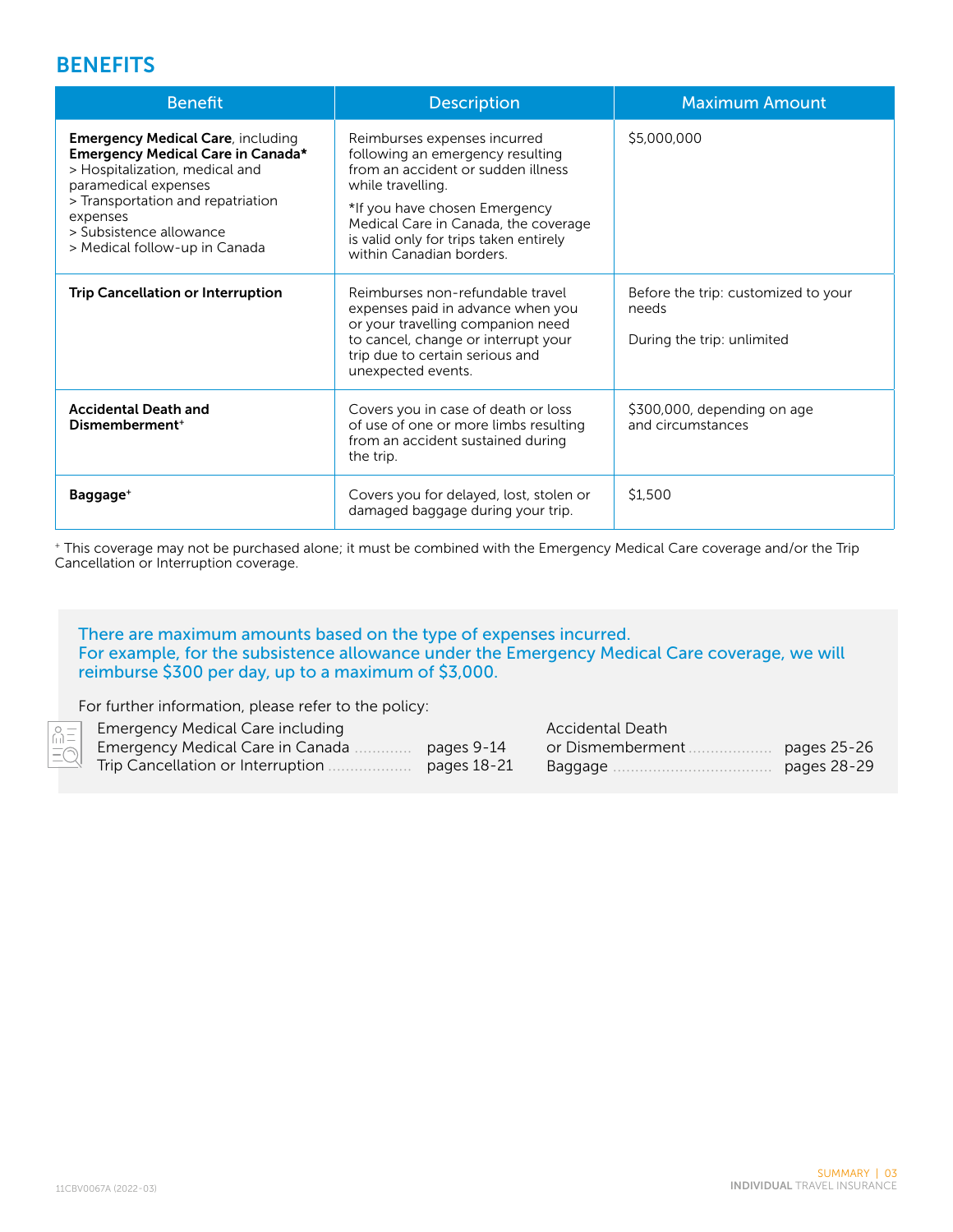## BENEFITS

| Benefit | Description | Maximum Amount |
|---|---|---|
| **Emergency Medical Care**, including **Emergency Medical Care in Canada*** <br> > Hospitalization, medical and paramedical expenses <br> > Transportation and repatriation expenses <br> > Subsistence allowance <br> > Medical follow-up in Canada | Reimburses expenses incurred following an emergency resulting from an accident or sudden illness while travelling. <br><br> *If you have chosen Emergency Medical Care in Canada, the coverage is valid only for trips taken entirely within Canadian borders. | $5,000,000 |
| **Trip Cancellation or Interruption** | Reimburses non-refundable travel expenses paid in advance when you or your travelling companion need to cancel, change or interrupt your trip due to certain serious and unexpected events. | Before the trip: customized to your needs <br><br> During the trip: unlimited |
| **Accidental Death and Dismemberment+** | Covers you in case of death or loss of use of one or more limbs resulting from an accident sustained during the trip. | $300,000, depending on age and circumstances |
| **Baggage+** | Covers you for delayed, lost, stolen or damaged baggage during your trip. | $1,500 |

+ This coverage may not be purchased alone; it must be combined with the Emergency Medical Care coverage and/or the Trip Cancellation or Interruption coverage.

There are maximum amounts based on the type of expenses incurred.
For example, for the subsistence allowance under the Emergency Medical Care coverage, we will reimburse $300 per day, up to a maximum of $3,000.

For further information, please refer to the policy:

- Emergency Medical Care including Emergency Medical Care in Canada ............ pages 9-14
- Trip Cancellation or Interruption .................. pages 18-21
- Accidental Death or Dismemberment .................. pages 25-26
- Baggage .................................... pages 28-29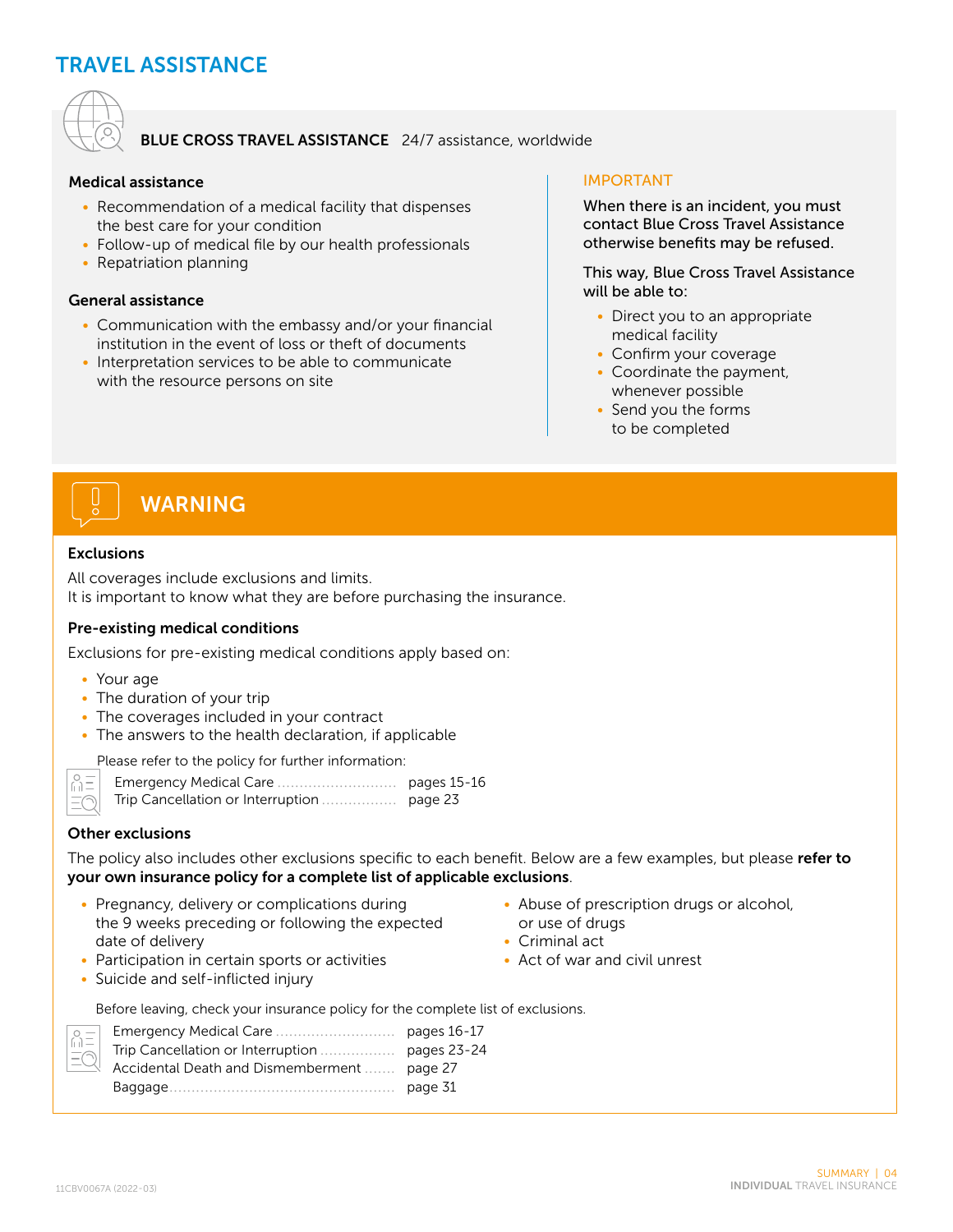# TRAVEL ASSISTANCE

**BLUE CROSS TRAVEL ASSISTANCE** 24/7 assistance, worldwide

**Medical assistance**

- Recommendation of a medical facility that dispenses the best care for your condition
- Follow-up of medical file by our health professionals
- Repatriation planning

**General assistance**

- Communication with the embassy and/or your financial institution in the event of loss or theft of documents
- Interpretation services to be able to communicate with the resource persons on site

**IMPORTANT**

When there is an incident, you must contact Blue Cross Travel Assistance otherwise benefits may be refused.

This way, Blue Cross Travel Assistance will be able to:

- Direct you to an appropriate medical facility
- Confirm your coverage
- Coordinate the payment, whenever possible
- Send you the forms to be completed

## WARNING

**Exclusions**

All coverages include exclusions and limits.
It is important to know what they are before purchasing the insurance.

**Pre-existing medical conditions**

Exclusions for pre-existing medical conditions apply based on:

- Your age
- The duration of your trip
- The coverages included in your contract
- The answers to the health declaration, if applicable

Please refer to the policy for further information:

| | |
|---|---|
| Emergency Medical Care | pages 15-16 |
| Trip Cancellation or Interruption | page 23 |

**Other exclusions**

The policy also includes other exclusions specific to each benefit. Below are a few examples, but please **refer to your own insurance policy for a complete list of applicable exclusions**.

- Pregnancy, delivery or complications during the 9 weeks preceding or following the expected date of delivery
- Participation in certain sports or activities
- Suicide and self-inflicted injury
- Abuse of prescription drugs or alcohol, or use of drugs
- Criminal act
- Act of war and civil unrest

Before leaving, check your insurance policy for the complete list of exclusions.

| | |
|---|---|
| Emergency Medical Care | pages 16-17 |
| Trip Cancellation or Interruption | pages 23-24 |
| Accidental Death and Dismemberment | page 27 |
| Baggage | page 31 |

11CBV0067A (2022-03)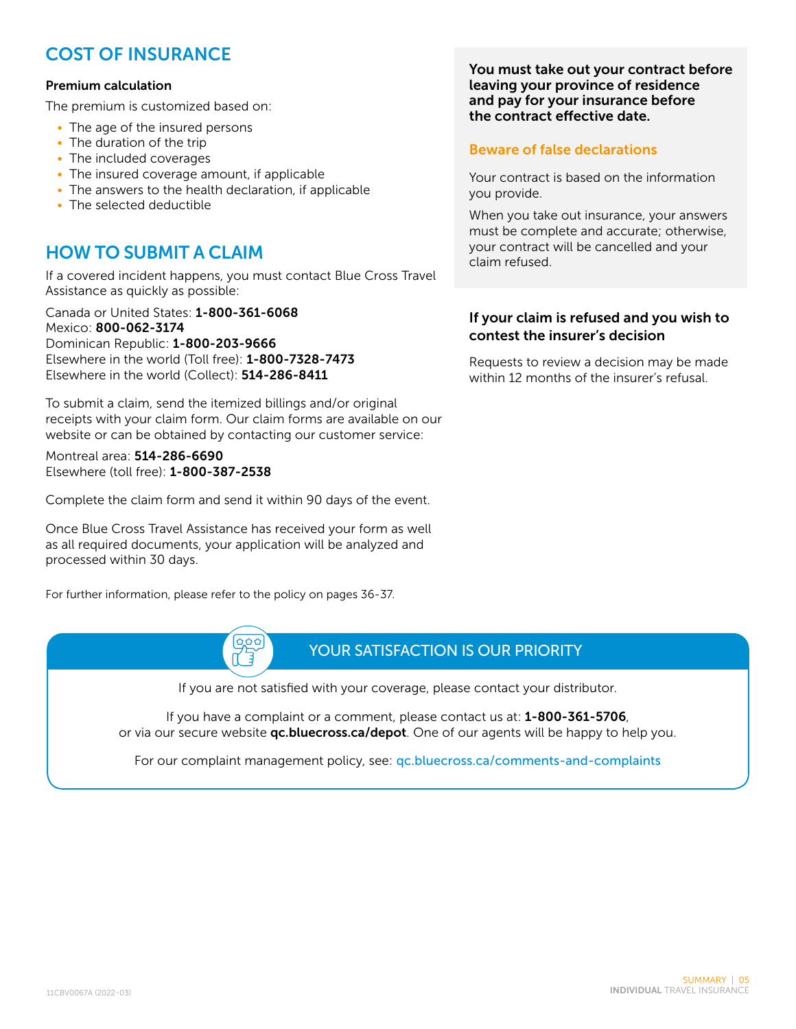## COST OF INSURANCE

**Premium calculation**

The premium is customized based on:

- The age of the insured persons
- The duration of the trip
- The included coverages
- The insured coverage amount, if applicable
- The answers to the health declaration, if applicable
- The selected deductible

## HOW TO SUBMIT A CLAIM

If a covered incident happens, you must contact Blue Cross Travel Assistance as quickly as possible:

Canada or United States: **1-800-361-6068**
Mexico: **800-062-3174**
Dominican Republic: **1-800-203-9666**
Elsewhere in the world (Toll free): **1-800-7328-7473**
Elsewhere in the world (Collect): **514-286-8411**

To submit a claim, send the itemized billings and/or original receipts with your claim form. Our claim forms are available on our website or can be obtained by contacting our customer service:

Montreal area: **514-286-6690**
Elsewhere (toll free): **1-800-387-2538**

Complete the claim form and send it within 90 days of the event.

Once Blue Cross Travel Assistance has received your form as well as all required documents, your application will be analyzed and processed within 30 days.

For further information, please refer to the policy on pages 36-37.

**You must take out your contract before leaving your province of residence and pay for your insurance before the contract effective date.**

### Beware of false declarations

Your contract is based on the information you provide.

When you take out insurance, your answers must be complete and accurate; otherwise, your contract will be cancelled and your claim refused.

### If your claim is refused and you wish to contest the insurer's decision

Requests to review a decision may be made within 12 months of the insurer's refusal.

### YOUR SATISFACTION IS OUR PRIORITY

If you are not satisfied with your coverage, please contact your distributor.

If you have a complaint or a comment, please contact us at: **1-800-361-5706**, or via our secure website **qc.bluecross.ca/depot**. One of our agents will be happy to help you.

For our complaint management policy, see: qc.bluecross.ca/comments-and-complaints

11CBV0067A (2022-03)